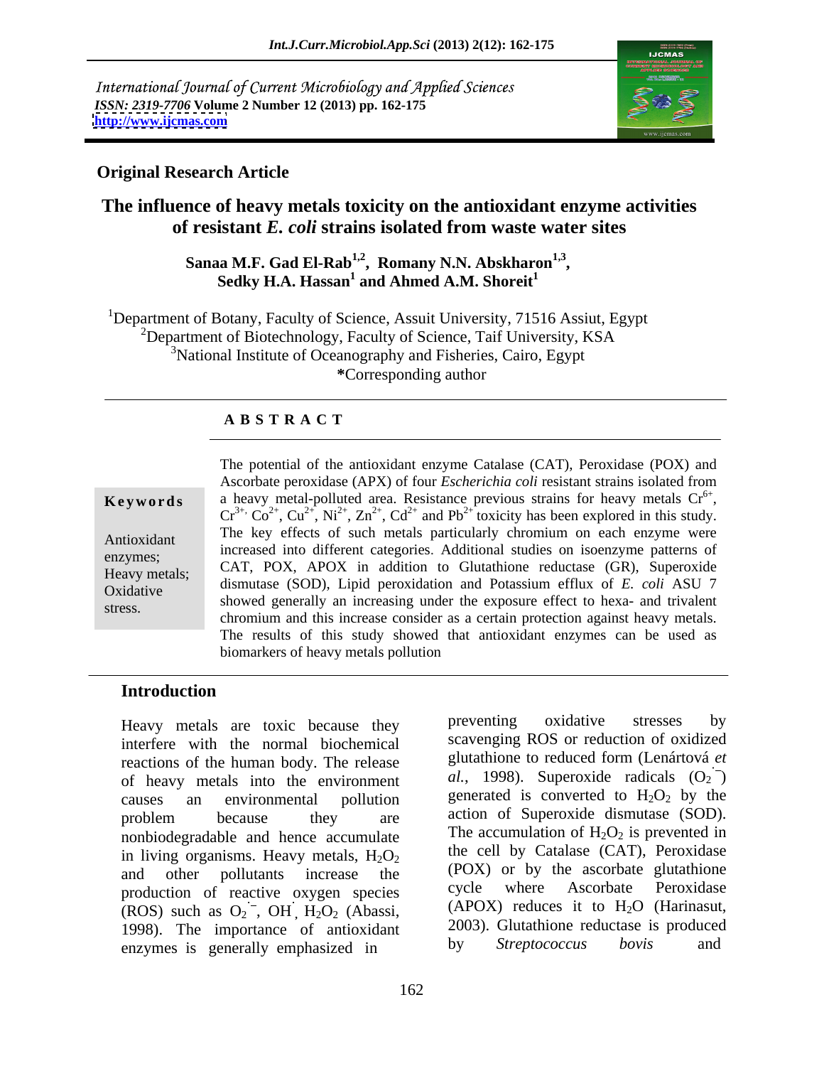International Journal of Current Microbiology and Applied Sciences
*ISSN: 2319-7706* **Volume 2 Number 12 (2013) pp. 162-175**
**http://www.ijcmas.com**

**Original Research Article**

# The influence of heavy metals toxicity on the antioxidant enzyme activities of resistant *E. coli* strains isolated from waste water sites

**Sanaa M.F. Gad El-Rab[1,2], Romany N.N. Abskharon[1,3], Sedky H.A. Hassan[1] and Ahmed A.M. Shoreit[1]**

[1]Department of Botany, Faculty of Science, Assuit University, 71516 Assiut, Egypt
[2]Department of Biotechnology, Faculty of Science, Taif University, KSA
[3]National Institute of Oceanography and Fisheries, Cairo, Egypt
**\***Corresponding author

## ABSTRACT

**Keywords**

Antioxidant enzymes; Heavy metals; Oxidative stress.

The potential of the antioxidant enzyme Catalase (CAT), Peroxidase (POX) and Ascorbate peroxidase (APX) of four *Escherichia coli* resistant strains isolated from a heavy metal-polluted area. Resistance previous strains for heavy metals $Cr^{6+}$, $Cr^{3+}$, $Co^{2+}$, $Cu^{2+}$, $Ni^{2+}$, $Zn^{2+}$, $Cd^{2+}$ and $Pb^{2+}$ toxicity has been explored in this study. The key effects of such metals particularly chromium on each enzyme were increased into different categories. Additional studies on isoenzyme patterns of CAT, POX, APOX in addition to Glutathione reductase (GR), Superoxide dismutase (SOD), Lipid peroxidation and Potassium efflux of *E. coli* ASU 7 showed generally an increasing under the exposure effect to hexa- and trivalent chromium and this increase consider as a certain protection against heavy metals. The results of this study showed that antioxidant enzymes can be used as biomarkers of heavy metals pollution

## Introduction

Heavy metals are toxic because they interfere with the normal biochemical reactions of the human body. The release of heavy metals into the environment causes an environmental pollution problem because they are nonbiodegradable and hence accumulate in living organisms. Heavy metals, $H_2O_2$ and other pollutants increase the production of reactive oxygen species (ROS) such as $O_2^{\cdot -}$, $OH^{\cdot}$, $H_2O_2$ (Abassi, 1998). The importance of antioxidant enzymes is generally emphasized in preventing oxidative stresses by scavenging ROS or reduction of oxidized glutathione to reduced form (Lenártová *et al.*, 1998). Superoxide radicals ($O_2^{\cdot -}$) generated is converted to $H_2O_2$ by the action of Superoxide dismutase (SOD). The accumulation of $H_2O_2$ is prevented in the cell by Catalase (CAT), Peroxidase (POX) or by the ascorbate glutathione cycle where Ascorbate Peroxidase (APOX) reduces it to $H_2O$ (Harinasut, 2003). Glutathione reductase is produced by *Streptococcus bovis* and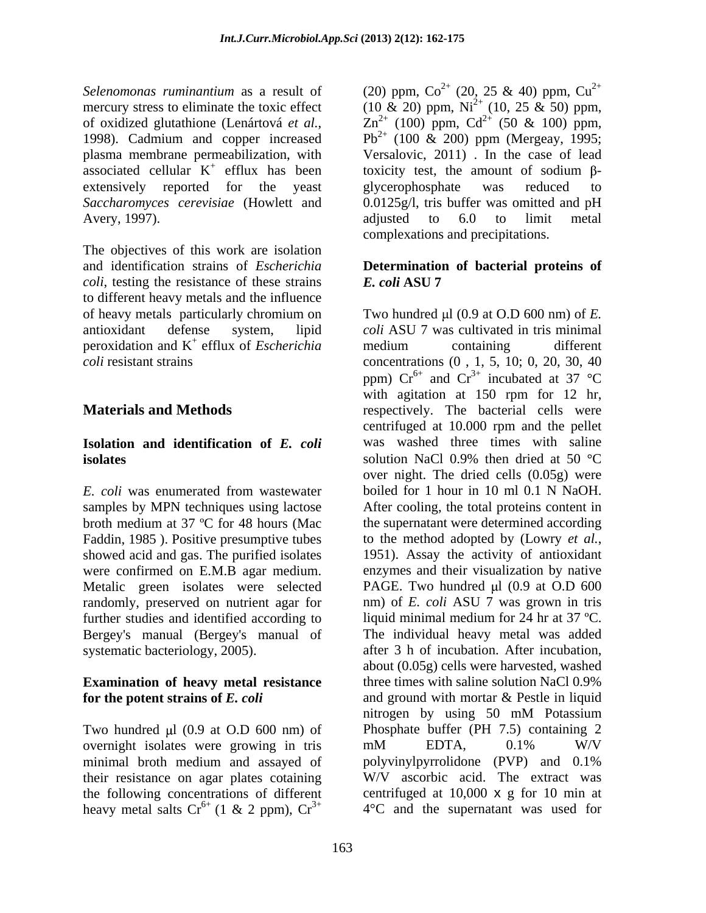*Selenomonas ruminantium* as a result of mercury stress to eliminate the toxic effect of oxidized glutathione (Lenártová *et al.*, 1998). Cadmium and copper increased plasma membrane permeabilization, with associated cellular $K^+$ efflux has been extensively reported for the yeast *Saccharomyces cerevisiae* (Howlett and Avery, 1997).

The objectives of this work are isolation and identification strains of *Escherichia coli*, testing the resistance of these strains to different heavy metals and the influence of heavy metals particularly chromium on antioxidant defense system, lipid peroxidation and $K^+$ efflux of *Escherichia coli* resistant strains

## Materials and Methods

### Isolation and identification of *E. coli* isolates

*E. coli* was enumerated from wastewater samples by MPN techniques using lactose broth medium at 37 ºC for 48 hours (Mac Faddin, 1985 ). Positive presumptive tubes showed acid and gas. The purified isolates were confirmed on E.M.B agar medium. Metalic green isolates were selected randomly, preserved on nutrient agar for further studies and identified according to Bergey's manual (Bergey's manual of systematic bacteriology, 2005).

### Examination of heavy metal resistance for the potent strains of *E. coli*

Two hundred μl (0.9 at O.D 600 nm) of overnight isolates were growing in tris minimal broth medium and assayed of their resistance on agar plates cotaining the following concentrations of different heavy metal salts $Cr^{6+}$ (1 & 2 ppm), $Cr^{3+}$ (20) ppm, $Co^{2+}$ (20, 25 & 40) ppm, $Cu^{2+}$ (10 & 20) ppm, $Ni^{2+}$ (10, 25 & 50) ppm, $Zn^{2+}$ (100) ppm, $Cd^{2+}$ (50 & 100) ppm, $Pb^{2+}$ (100 & 200) ppm (Mergeay, 1995; Versalovic, 2011) . In the case of lead toxicity test, the amount of sodium β-glycerophosphate was reduced to 0.0125g/l, tris buffer was omitted and pH adjusted to 6.0 to limit metal complexations and precipitations.

### Determination of bacterial proteins of *E. coli* ASU 7

Two hundred μl (0.9 at O.D 600 nm) of *E. coli* ASU 7 was cultivated in tris minimal medium containing different concentrations (0 , 1, 5, 10; 0, 20, 30, 40 ppm) $Cr^{6+}$ and $Cr^{3+}$ incubated at 37 °C with agitation at 150 rpm for 12 hr, respectively. The bacterial cells were centrifuged at 10.000 rpm and the pellet was washed three times with saline solution NaCl 0.9% then dried at 50 °C over night. The dried cells (0.05g) were boiled for 1 hour in 10 ml 0.1 N NaOH. After cooling, the total proteins content in the supernatant were determined according to the method adopted by (Lowry *et al.*, 1951). Assay the activity of antioxidant enzymes and their visualization by native PAGE. Two hundred μl (0.9 at O.D 600 nm) of *E. coli* ASU 7 was grown in tris liquid minimal medium for 24 hr at 37 ºC. The individual heavy metal was added after 3 h of incubation. After incubation, about (0.05g) cells were harvested, washed three times with saline solution NaCl 0.9% and ground with mortar & Pestle in liquid nitrogen by using 50 mM Potassium Phosphate buffer (PH 7.5) containing 2 mM EDTA, 0.1% W/V polyvinylpyrrolidone (PVP) and 0.1% W/V ascorbic acid. The extract was centrifuged at 10,000 x g for 10 min at 4°C and the supernatant was used for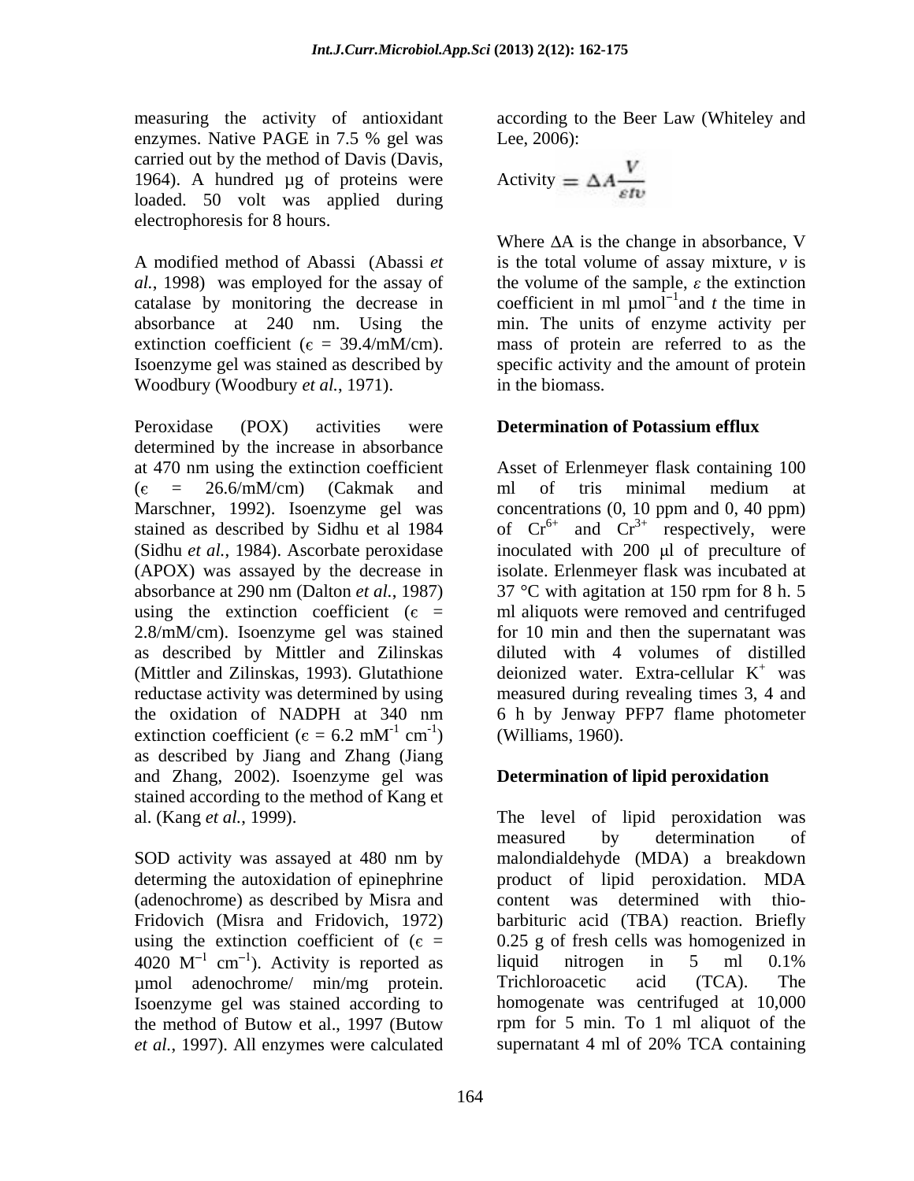measuring the activity of antioxidant enzymes. Native PAGE in 7.5 % gel was carried out by the method of Davis (Davis, 1964). A hundred µg of proteins were loaded. 50 volt was applied during electrophoresis for 8 hours.

A modified method of Abassi (Abassi *et al.*, 1998) was employed for the assay of catalase by monitoring the decrease in absorbance at 240 nm. Using the extinction coefficient ($\epsilon$ = 39.4/mM/cm). Isoenzyme gel was stained as described by Woodbury (Woodbury *et al.*, 1971).

Peroxidase (POX) activities were determined by the increase in absorbance at 470 nm using the extinction coefficient ($\epsilon$ = 26.6/mM/cm) (Cakmak and Marschner, 1992). Isoenzyme gel was stained as described by Sidhu et al 1984 (Sidhu *et al.*, 1984). Ascorbate peroxidase (APOX) was assayed by the decrease in absorbance at 290 nm (Dalton *et al.*, 1987) using the extinction coefficient ($\epsilon$ = 2.8/mM/cm). Isoenzyme gel was stained as described by Mittler and Zilinskas (Mittler and Zilinskas, 1993). Glutathione reductase activity was determined by using the oxidation of NADPH at 340 nm extinction coefficient ($\epsilon = 6.2\ mM^{-1}\ cm^{-1}$) as described by Jiang and Zhang (Jiang and Zhang, 2002). Isoenzyme gel was stained according to the method of Kang et al. (Kang *et al.*, 1999).

SOD activity was assayed at 480 nm by determing the autoxidation of epinephrine (adenochrome) as described by Misra and Fridovich (Misra and Fridovich, 1972) using the extinction coefficient of ($\epsilon$ = 4020 $M^{-1}\ cm^{-1}$). Activity is reported as µmol adenochrome/ min/mg protein. Isoenzyme gel was stained according to the method of Butow et al., 1997 (Butow *et al.*, 1997). All enzymes were calculated according to the Beer Law (Whiteley and Lee, 2006):

$$\text{Activity} = \Delta A \frac{V}{\varepsilon t v}$$

Where $\Delta$A is the change in absorbance, V is the total volume of assay mixture, *v* is the volume of the sample, $\varepsilon$ the extinction coefficient in ml $\mu mol^{-1}$ and *t* the time in min. The units of enzyme activity per mass of protein are referred to as the specific activity and the amount of protein in the biomass.

## Determination of Potassium efflux

Asset of Erlenmeyer flask containing 100 ml of tris minimal medium at concentrations (0, 10 ppm and 0, 40 ppm) of $Cr^{6+}$ and $Cr^{3+}$ respectively, were inoculated with 200 µl of preculture of isolate. Erlenmeyer flask was incubated at 37 °C with agitation at 150 rpm for 8 h. 5 ml aliquots were removed and centrifuged for 10 min and then the supernatant was diluted with 4 volumes of distilled deionized water. Extra-cellular $K^{+}$ was measured during revealing times 3, 4 and 6 h by Jenway PFP7 flame photometer (Williams, 1960).

## Determination of lipid peroxidation

The level of lipid peroxidation was measured by determination of malondialdehyde (MDA) a breakdown product of lipid peroxidation. MDA content was determined with thio-barbituric acid (TBA) reaction. Briefly 0.25 g of fresh cells was homogenized in liquid nitrogen in 5 ml 0.1% Trichloroacetic acid (TCA). The homogenate was centrifuged at 10,000 rpm for 5 min. To 1 ml aliquot of the supernatant 4 ml of 20% TCA containing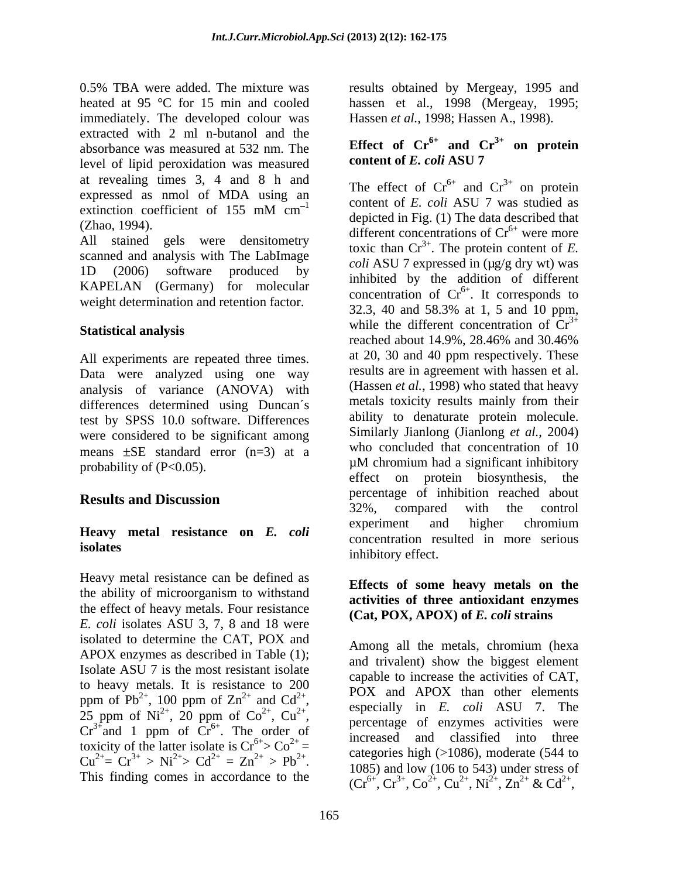0.5% TBA were added. The mixture was heated at 95 °C for 15 min and cooled immediately. The developed colour was extracted with 2 ml n-butanol and the absorbance was measured at 532 nm. The level of lipid peroxidation was measured at revealing times 3, 4 and 8 h and expressed as nmol of MDA using an extinction coefficient of 155 mM $cm^{-1}$ (Zhao, 1994).

All stained gels were densitometry scanned and analysis with The LabImage 1D (2006) software produced by KAPELAN (Germany) for molecular weight determination and retention factor.

### Statistical analysis

All experiments are repeated three times. Data were analyzed using one way analysis of variance (ANOVA) with differences determined using Duncan´s test by SPSS 10.0 software. Differences were considered to be significant among means ±SE standard error (n=3) at a probability of ($P<0.05$).

## Results and Discussion

### Heavy metal resistance on *E. coli* isolates

Heavy metal resistance can be defined as the ability of microorganism to withstand the effect of heavy metals. Four resistance *E. coli* isolates ASU 3, 7, 8 and 18 were isolated to determine the CAT, POX and APOX enzymes as described in Table (1); Isolate ASU 7 is the most resistant isolate to heavy metals. It is resistance to 200 ppm of $Pb^{2+}$, 100 ppm of $Zn^{2+}$ and $Cd^{2+}$, 25 ppm of $Ni^{2+}$, 20 ppm of $Co^{2+}$, $Cu^{2+}$, $Cr^{3+}$ and 1 ppm of $Cr^{6+}$. The order of toxicity of the latter isolate is $Cr^{6+} > Co^{2+} = Cu^{2+} = Cr^{3+} > Ni^{2+} > Cd^{2+} = Zn^{2+} > Pb^{2+}$. This finding comes in accordance to the results obtained by Mergeay, 1995 and hassen et al., 1998 (Mergeay, 1995; Hassen *et al*., 1998; Hassen A., 1998).

### Effect of $Cr^{6+}$ and $Cr^{3+}$ on protein content of *E. coli* ASU 7

The effect of $Cr^{6+}$ and $Cr^{3+}$ on protein content of *E. coli* ASU 7 was studied as depicted in Fig. (1) The data described that different concentrations of $Cr^{6+}$ were more toxic than $Cr^{3+}$. The protein content of *E. coli* ASU 7 expressed in (μg/g dry wt) was inhibited by the addition of different concentration of $Cr^{6+}$. It corresponds to 32.3, 40 and 58.3% at 1, 5 and 10 ppm, while the different concentration of $Cr^{3+}$ reached about 14.9%, 28.46% and 30.46% at 20, 30 and 40 ppm respectively. These results are in agreement with hassen et al. (Hassen *et al.*, 1998) who stated that heavy metals toxicity results mainly from their ability to denaturate protein molecule. Similarly Jianlong (Jianlong *et al.*, 2004) who concluded that concentration of 10 μM chromium had a significant inhibitory effect on protein biosynthesis, the percentage of inhibition reached about 32%, compared with the control experiment and higher chromium concentration resulted in more serious inhibitory effect.

### Effects of some heavy metals on the activities of three antioxidant enzymes (Cat, POX, APOX) of *E. coli* strains

Among all the metals, chromium (hexa and trivalent) show the biggest element capable to increase the activities of CAT, POX and APOX than other elements especially in *E. coli* ASU 7. The percentage of enzymes activities were increased and classified into three categories high (>1086), moderate (544 to 1085) and low (106 to 543) under stress of ($Cr^{6+}$, $Cr^{3+}$, $Co^{2+}$, $Cu^{2+}$, $Ni^{2+}$, $Zn^{2+}$ & $Cd^{2+}$,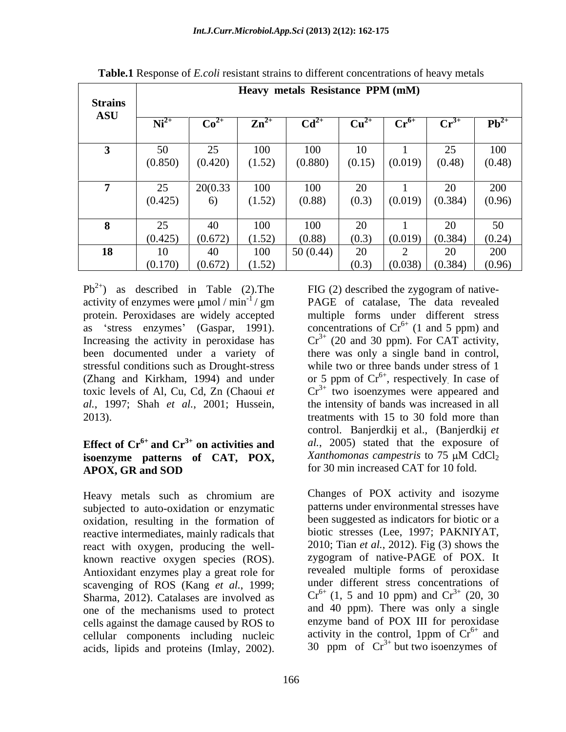**Table.1** Response of *E.coli* resistant strains to different concentrations of heavy metals

| Strains ASU | Heavy metals Resistance PPM (mM) | | | | | | | |
|---|---|---|---|---|---|---|---|---|
| | $Ni^{2+}$ | $Co^{2+}$ | $Zn^{2+}$ | $Cd^{2+}$ | $Cu^{2+}$ | $Cr^{6+}$ | $Cr^{3+}$ | $Pb^{2+}$ |
| **3** | 50 (0.850) | 25 (0.420) | 100 (1.52) | 100 (0.880) | 10 (0.15) | 1 (0.019) | 25 (0.48) | 100 (0.48) |
| **7** | 25 (0.425) | 20(0.336) | 100 (1.52) | 100 (0.88) | 20 (0.3) | 1 (0.019) | 20 (0.384) | 200 (0.96) |
| **8** | 25 (0.425) | 40 (0.672) | 100 (1.52) | 100 (0.88) | 20 (0.3) | 1 (0.019) | 20 (0.384) | 50 (0.24) |
| **18** | 10 (0.170) | 40 (0.672) | 100 (1.52) | 50 (0.44) | 20 (0.3) | 2 (0.038) | 20 (0.384) | 200 (0.96) |

$Pb^{2+}$) as described in Table (2).The activity of enzymes were μmol / $min^{-1}$ / gm protein. Peroxidases are widely accepted as 'stress enzymes' (Gaspar, 1991). Increasing the activity in peroxidase has been documented under a variety of stressful conditions such as Drought-stress (Zhang and Kirkham, 1994) and under toxic levels of Al, Cu, Cd, Zn (Chaoui *et al.*, 1997; Shah *et al.*, 2001; Hussein, 2013).

### Effect of $Cr^{6+}$ and $Cr^{3+}$ on activities and isoenzyme patterns of CAT, POX, APOX, GR and SOD

Heavy metals such as chromium are subjected to auto-oxidation or enzymatic oxidation, resulting in the formation of reactive intermediates, mainly radicals that react with oxygen, producing the well-known reactive oxygen species (ROS). Antioxidant enzymes play a great role for scavenging of ROS (Kang *et al.*, 1999; Sharma, 2012). Catalases are involved as one of the mechanisms used to protect cells against the damage caused by ROS to cellular components including nucleic acids, lipids and proteins (Imlay, 2002).

FIG (2) described the zygogram of native-PAGE of catalase, The data revealed multiple forms under different stress concentrations of $Cr^{6+}$ (1 and 5 ppm) and $Cr^{3+}$ (20 and 30 ppm). For CAT activity, there was only a single band in control, while two or three bands under stress of 1 or 5 ppm of $Cr^{6+}$, respectively. In case of $Cr^{3+}$ two isoenzymes were appeared and the intensity of bands was increased in all treatments with 15 to 30 fold more than control. Banjerdkij et al., (Banjerdkij *et al.*, 2005) stated that the exposure of *Xanthomonas campestris* to 75 μM $CdCl_2$ for 30 min increased CAT for 10 fold.

Changes of POX activity and isozyme patterns under environmental stresses have been suggested as indicators for biotic or a biotic stresses (Lee, 1997; PAKNIYAT, 2010; Tian *et al.*, 2012). Fig (3) shows the zygogram of native-PAGE of POX. It revealed multiple forms of peroxidase under different stress concentrations of $Cr^{6+}$ (1, 5 and 10 ppm) and $Cr^{3+}$ (20, 30 and 40 ppm). There was only a single enzyme band of POX III for peroxidase activity in the control, 1ppm of $Cr^{6+}$ and 30 ppm of $Cr^{3+}$ but two isoenzymes of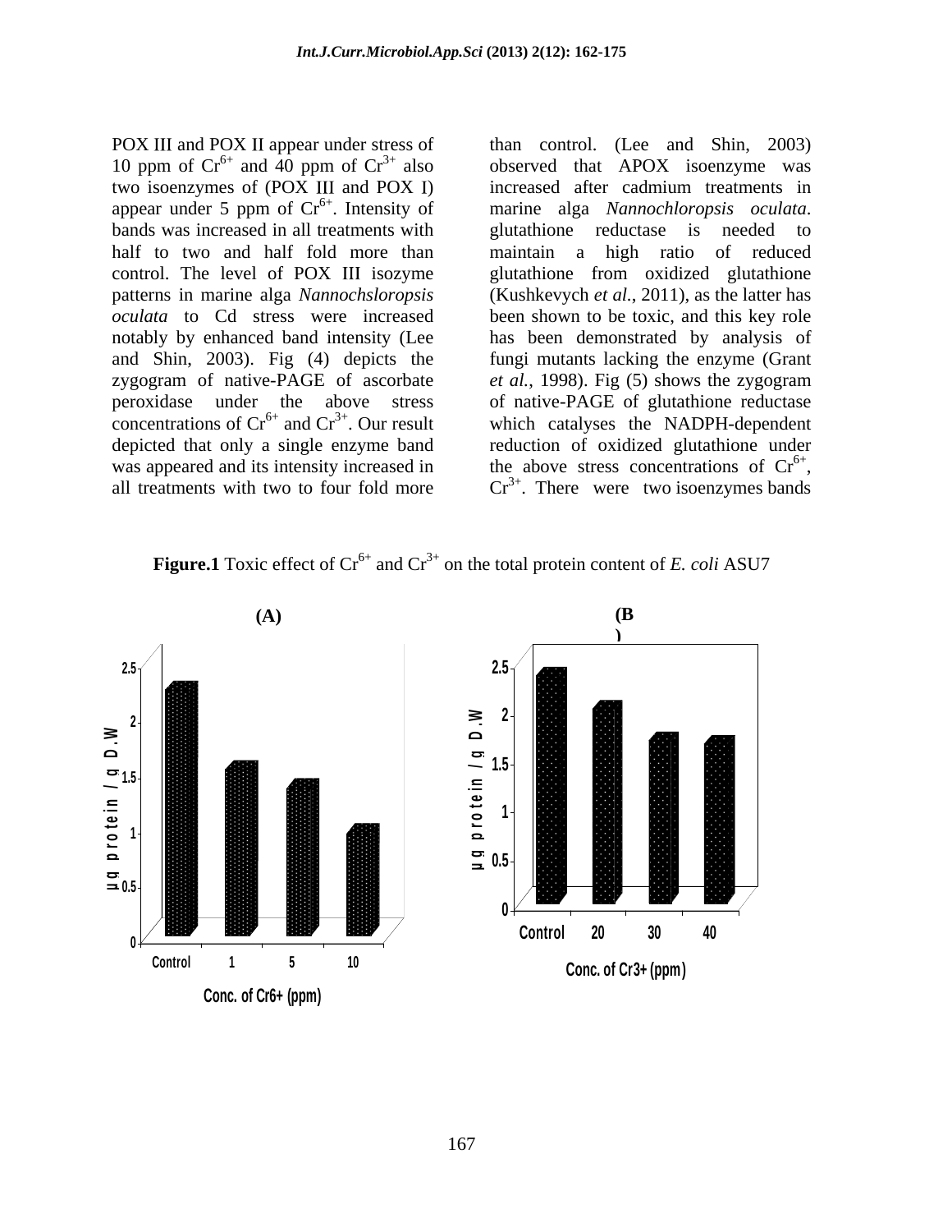POX III and POX II appear under stress of 10 ppm of $Cr^{6+}$ and 40 ppm of $Cr^{3+}$ also two isoenzymes of (POX III and POX I) appear under 5 ppm of $Cr^{6+}$. Intensity of bands was increased in all treatments with half to two and half fold more than control. The level of POX III isozyme patterns in marine alga *Nannochsloropsis oculata* to Cd stress were increased notably by enhanced band intensity (Lee and Shin, 2003). Fig (4) depicts the zygogram of native-PAGE of ascorbate peroxidase under the above stress concentrations of $Cr^{6+}$ and $Cr^{3+}$. Our result depicted that only a single enzyme band was appeared and its intensity increased in all treatments with two to four fold more than control. (Lee and Shin, 2003) observed that APOX isoenzyme was increased after cadmium treatments in marine alga *Nannochloropsis oculata*. glutathione reductase is needed to maintain a high ratio of reduced glutathione from oxidized glutathione (Kushkevych *et al.*, 2011), as the latter has been shown to be toxic, and this key role has been demonstrated by analysis of fungi mutants lacking the enzyme (Grant *et al.*, 1998). Fig (5) shows the zygogram of native-PAGE of glutathione reductase which catalyses the NADPH-dependent reduction of oxidized glutathione under the above stress concentrations of $Cr^{6+}$, $Cr^{3+}$. There were two isoenzymes bands

**Figure.1** Toxic effect of $Cr^{6+}$ and $Cr^{3+}$ on the total protein content of *E. coli* ASU7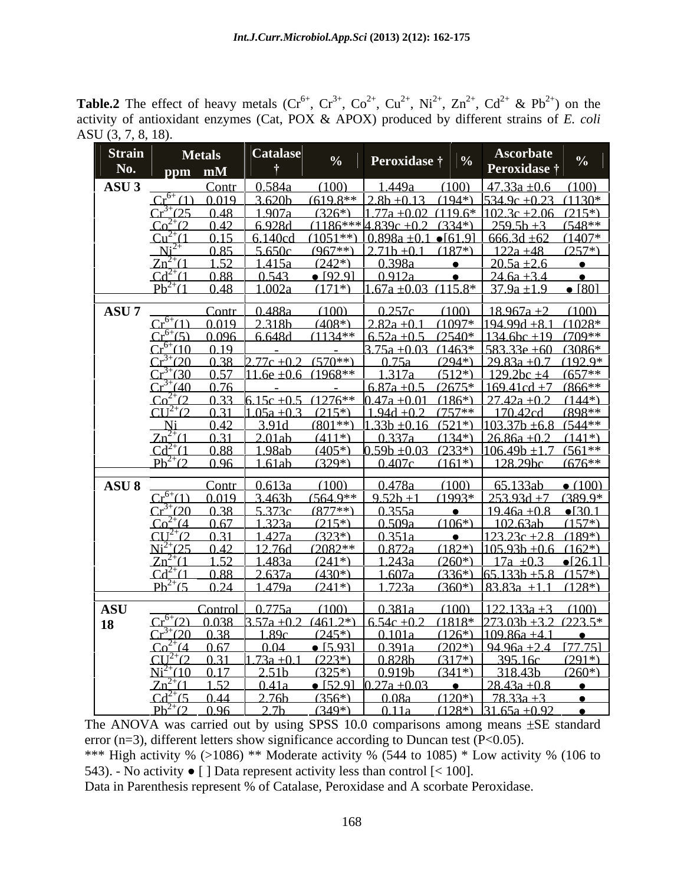**Table.2** The effect of heavy metals ($Cr^{6+}$, $Cr^{3+}$, $Co^{2+}$, $Cu^{2+}$, $Ni^{2+}$, $Zn^{2+}$, $Cd^{2+}$ & $Pb^{2+}$) on the activity of antioxidant enzymes (Cat, POX & APOX) produced by different strains of *E. coli* ASU (3, 7, 8, 18).

| Strain No. | Metals ppm | mM | Catalase † | % | Peroxidase † | % | Ascorbate Peroxidase † | % |
|---|---|---|---|---|---|---|---|---|
| ASU 3 | Contr | | 0.584a | (100) | 1.449a | (100) | 47.33a ±0.6 | (100) |
| | $Cr^{6+}$ (1) | 0.019 | 3.620b | (619.8** | 2.8b ±0.13 | (194*) | 534.9c ±0.23 | (1130* |
| | $Cr^{3+}$(25 | 0.48 | 1.907a | (326*) | 1.77a ±0.02 | (119.6* | 102.3c ±2.06 | (215*) |
| | $Co^{2+}$(2 | 0.42 | 6.928d | (1186*** | 4.839c ±0.2 | (334*) | 259.5b ±3 | (548** |
| | $Cu^{2+}$(1 | 0.15 | 6.140cd | (1051**) | 0.898a ±0.1 | ●[61.9] | 666.3d ±62 | (1407* |
| | $Ni^{2+}$ | 0.85 | 5.650c | (967**) | 2.71b ±0.1 | (187*) | 122a ±48 | (257*) |
| | $Zn^{2+}$(1 | 1.52 | 1.415a | (242*) | 0.398a | ● | 20.5a ±2.6 | ● |
| | $Cd^{2+}$(1 | 0.88 | 0.543 | ● [92.9] | 0.912a | ● | 24.6a ±3.4 | ● |
| | $Pb^{2+}$(1 | 0.48 | 1.002a | (171*) | 1.67a ±0.03 | (115.8* | 37.9a ±1.9 | ● [80] |
| ASU 7 | Contr | | 0.488a | (100) | 0.257c | (100) | 18.967a ±2 | (100) |
| | $Cr^{6+}$(1) | 0.019 | 2.318b | (408*) | 2.82a ±0.1 | (1097* | 194.99d ±8.1 | (1028* |
| | $Cr^{6+}$(5) | 0.096 | 6.648d | (1134** | 6.52a ±0.5 | (2540* | 134.6bc ±19 | (709** |
| | $Cr^{6+}$(10 | 0.19 | - | - | 3.75a ±0.03 | (1463* | 583.33e ±60 | (3086* |
| | $Cr^{3+}$(20 | 0.38 | 2.77c ±0.2 | (570**) | 0.75a | (294*) | 29.83a ±0.7 | (192.9* |
| | $Cr^{3+}$(30 | 0.57 | 11.6e ±0.6 | (1968** | 1.317a | (512*) | 129.2bc ±4 | (657** |
| | $Cr^{3+}$(40 | 0.76 | - | - | 6.87a ±0.5 | (2675* | 169.41cd ±7 | (866** |
| | $Co^{2+}$(2 | 0.33 | 6.15c ±0.5 | (1276** | 0.47a ±0.01 | (186*) | 27.42a ±0.2 | (144*) |
| | $CU^{2+}$(2 | 0.31 | 1.05a ±0.3 | (215*) | 1.94d ±0.2 | (757** | 170.42cd | (898** |
| | Ni | 0.42 | 3.91d | (801**) | 1.33b ±0.16 | (521*) | 103.37b ±6.8 | (544** |
| | $Zn^{2+}$(1 | 0.31 | 2.01ab | (411*) | 0.337a | (134*) | 26.86a ±0.2 | (141*) |
| | $Cd^{2+}$(1 | 0.88 | 1.98ab | (405*) | 0.59b ±0.03 | (233*) | 106.49b ±1.7 | (561** |
| | $Pb^{2+}$(2 | 0.96 | 1.61ab | (329*) | 0.407c | (161*) | 128.29bc | (676** |
| ASU 8 | Contr | | 0.613a | (100) | 0.478a | (100) | 65.133ab | ● (100) |
| | $Cr^{6+}$(1) | 0.019 | 3.463b | (564.9** | 9.52b ±1 | (1993* | 253.93d ±7 | (389.9* |
| | $Cr^{3+}$(20 | 0.38 | 5.373c | (877**) | 0.355a | ● | 19.46a ±0.8 | ●[30.1 |
| | $Co^{2+}$(4 | 0.67 | 1.323a | (215*) | 0.509a | (106*) | 102.63ab | (157*) |
| | $CU^{2+}$(2 | 0.31 | 1.427a | (323*) | 0.351a | ● | 123.23c ±2.8 | (189*) |
| | $Ni^{2+}$(25 | 0.42 | 12.76d | (2082** | 0.872a | (182*) | 105.93b ±0.6 | (162*) |
| | $Zn^{2+}$(1 | 1.52 | 1.483a | (241*) | 1.243a | (260*) | 17a ±0.3 | ●[26.1] |
| | $Cd^{2+}$(1 | 0.88 | 2.637a | (430*) | 1.607a | (336*) | 65.133b ±5.8 | (157*) |
| | $Pb^{2+}$(5 | 0.24 | 1.479a | (241*) | 1.723a | (360*) | 83.83a ±1.1 | (128*) |
| ASU 18 | Control | | 0.775a | (100) | 0.381a | (100) | 122.133a ±3 | (100) |
| | $Cr^{6+}$(2) | 0.038 | 3.57a ±0.2 | (461.2*) | 6.54c ±0.2 | (1818* | 273.03b ±3.2 | (223.5* |
| | $Cr^{3+}$(20 | 0.38 | 1.89c | (245*) | 0.101a | (126*) | 109.86a ±4.1 | ● |
| | $Co^{2+}$(4 | 0.67 | 0.04 | ● [5.93] | 0.391a | (202*) | 94.96a ±2.4 | [77.75] |
| | $CU^{2+}$(2 | 0.31 | 1.73a ±0.1 | (223*) | 0.828b | (317*) | 395.16c | (291*) |
| | $Ni^{2+}$(10 | 0.17 | 2.51b | (325*) | 0.919b | (341*) | 318.43b | (260*) |
| | $Zn^{2+}$(1 | 1.52 | 0.41a | ● [52.9] | 0.27a ±0.03 | ● | 28.43a ±0.8 | ● |
| | $Cd^{2+}$(5 | 0.44 | 2.76b | (356*) | 0.08a | (120*) | 78.33a ±3 | ● |
| | $Pb^{2+}$(2 | 0.96 | 2.7b | (349*) | 0.11a | (128*) | 31.65a ±0.92 | ● |

The ANOVA was carried out by using SPSS 10.0 comparisons among means ±SE standard error (n=3), different letters show significance according to Duncan test (P<0.05).

*** High activity % (>1086) ** Moderate activity % (544 to 1085) * Low activity % (106 to 543). - No activity ● [ ] Data represent activity less than control [< 100].

Data in Parenthesis represent % of Catalase, Peroxidase and A scorbate Peroxidase.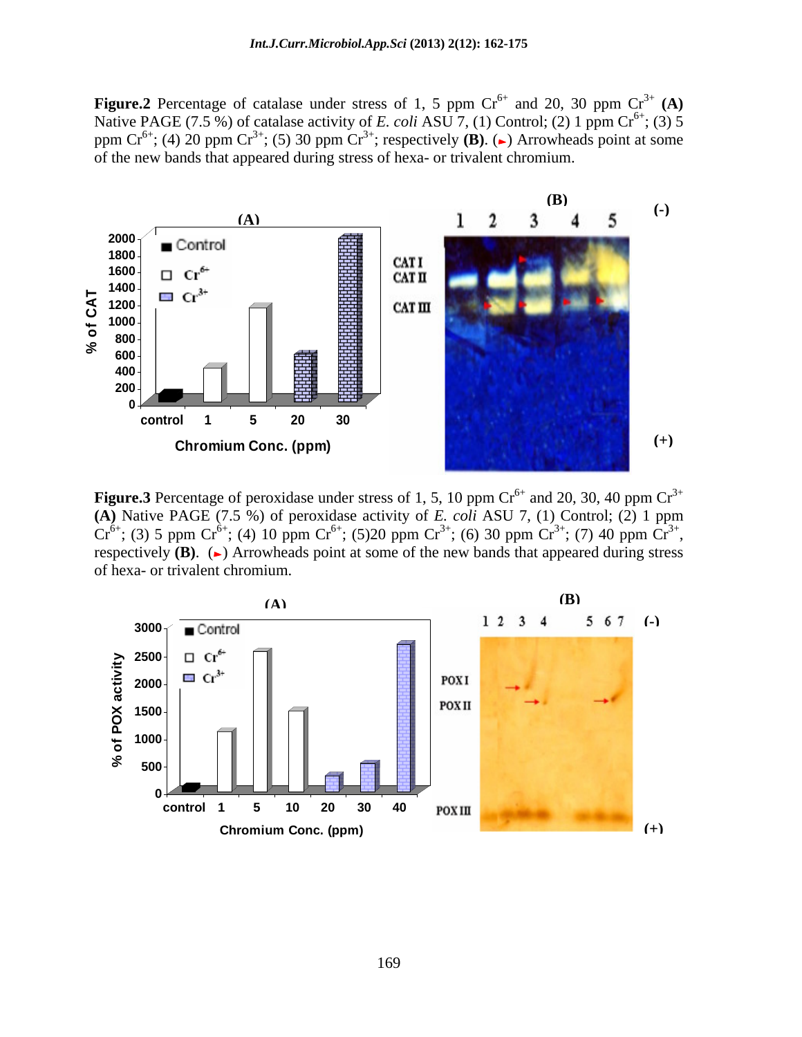**Figure.2** Percentage of catalase under stress of 1, 5 ppm $Cr^{6+}$ and 20, 30 ppm $Cr^{3+}$ **(A)** Native PAGE (7.5 %) of catalase activity of *E. coli* ASU 7, (1) Control; (2) 1 ppm $Cr^{6+}$; (3) 5 ppm $Cr^{6+}$; (4) 20 ppm $Cr^{3+}$; (5) 30 ppm $Cr^{3+}$; respectively **(B)**. (►) Arrowheads point at some of the new bands that appeared during stress of hexa- or trivalent chromium.

**Figure.3** Percentage of peroxidase under stress of 1, 5, 10 ppm $Cr^{6+}$ and 20, 30, 40 ppm $Cr^{3+}$ **(A)** Native PAGE (7.5 %) of peroxidase activity of *E. coli* ASU 7, (1) Control; (2) 1 ppm $Cr^{6+}$; (3) 5 ppm $Cr^{6+}$; (4) 10 ppm $Cr^{6+}$; (5)20 ppm $Cr^{3+}$; (6) 30 ppm $Cr^{3+}$; (7) 40 ppm $Cr^{3+}$, respectively **(B)**. (►) Arrowheads point at some of the new bands that appeared during stress of hexa- or trivalent chromium.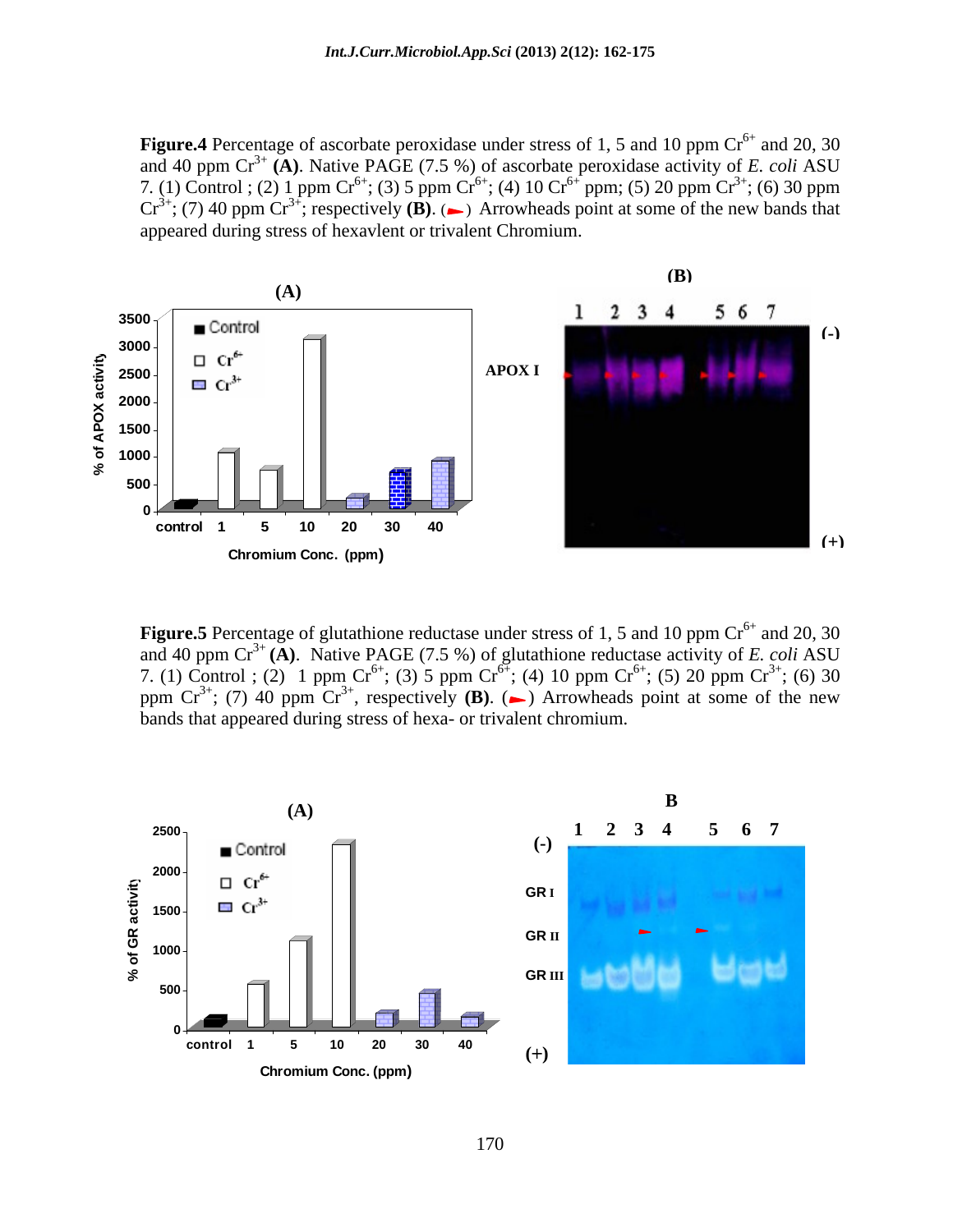**Figure.4** Percentage of ascorbate peroxidase under stress of 1, 5 and 10 ppm $Cr^{6+}$ and 20, 30 and 40 ppm $Cr^{3+}$ **(A)**. Native PAGE (7.5 %) of ascorbate peroxidase activity of *E. coli* ASU 7. (1) Control ; (2) 1 ppm $Cr^{6+}$; (3) 5 ppm $Cr^{6+}$; (4) 10 $Cr^{6+}$ ppm; (5) 20 ppm $Cr^{3+}$; (6) 30 ppm $Cr^{3+}$; (7) 40 ppm $Cr^{3+}$; respectively **(B)**. (►) Arrowheads point at some of the new bands that appeared during stress of hexavlent or trivalent Chromium.

**Figure.5** Percentage of glutathione reductase under stress of 1, 5 and 10 ppm $Cr^{6+}$ and 20, 30 and 40 ppm $Cr^{3+}$ **(A)**. Native PAGE (7.5 %) of glutathione reductase activity of *E. coli* ASU 7. (1) Control ; (2) 1 ppm $Cr^{6+}$; (3) 5 ppm $Cr^{6+}$; (4) 10 ppm $Cr^{6+}$; (5) 20 ppm $Cr^{3+}$; (6) 30 ppm $Cr^{3+}$; (7) 40 ppm $Cr^{3+}$, respectively **(B)**. (►) Arrowheads point at some of the new bands that appeared during stress of hexa- or trivalent chromium.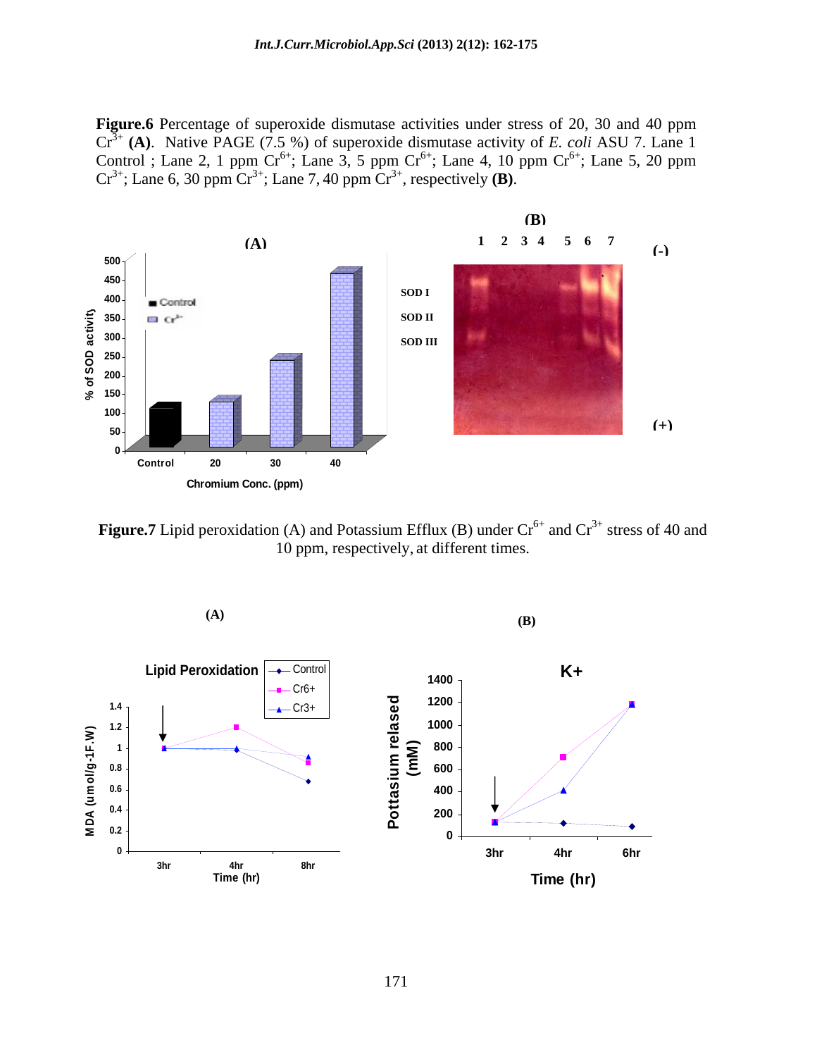**Figure.6** Percentage of superoxide dismutase activities under stress of 20, 30 and 40 ppm $Cr^{3+}$ **(A)**. Native PAGE (7.5 %) of superoxide dismutase activity of *E. coli* ASU 7. Lane 1 Control ; Lane 2, 1 ppm $Cr^{6+}$; Lane 3, 5 ppm $Cr^{6+}$; Lane 4, 10 ppm $Cr^{6+}$; Lane 5, 20 ppm $Cr^{3+}$; Lane 6, 30 ppm $Cr^{3+}$; Lane 7, 40 ppm $Cr^{3+}$, respectively **(B)**.

**Figure.7** Lipid peroxidation (A) and Potassium Efflux (B) under $Cr^{6+}$ and $Cr^{3+}$ stress of 40 and 10 ppm, respectively, at different times.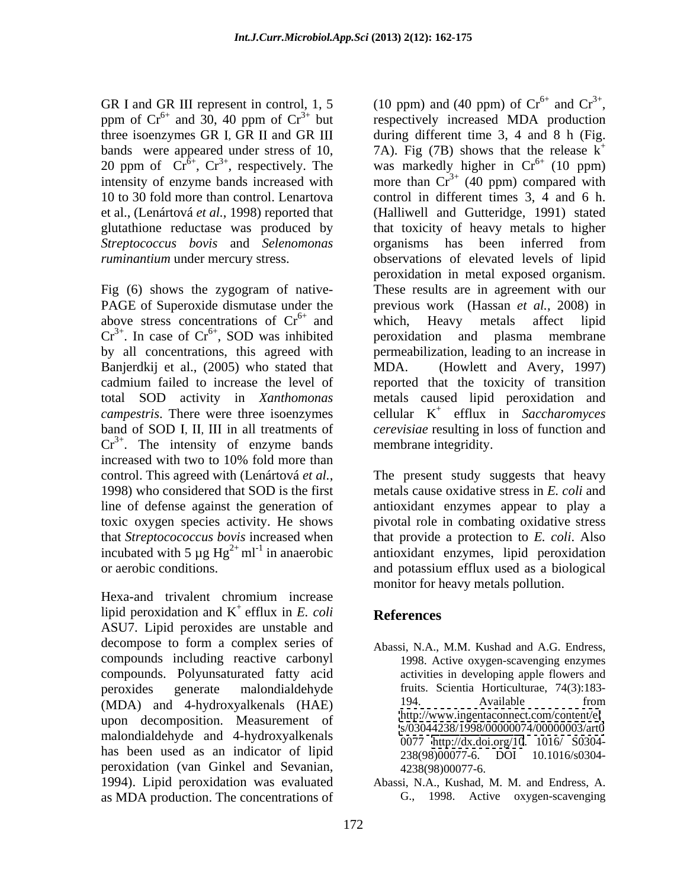GR I and GR III represent in control, 1, 5 ppm of $Cr^{6+}$ and 30, 40 ppm of $Cr^{3+}$ but three isoenzymes GR I, GR II and GR III bands were appeared under stress of 10, 20 ppm of $Cr^{6+}$, $Cr^{3+}$, respectively. The intensity of enzyme bands increased with 10 to 30 fold more than control. Lenartova et al., (Lenártová *et al.*, 1998) reported that glutathione reductase was produced by *Streptococcus bovis* and *Selenomonas ruminantium* under mercury stress.

Fig (6) shows the zygogram of native-PAGE of Superoxide dismutase under the above stress concentrations of $Cr^{6+}$ and $Cr^{3+}$. In case of $Cr^{6+}$, SOD was inhibited by all concentrations, this agreed with Banjerdkij et al., (2005) who stated that cadmium failed to increase the level of total SOD activity in *Xanthomonas campestris*. There were three isoenzymes band of SOD I, II, III in all treatments of $Cr^{3+}$. The intensity of enzyme bands increased with two to 10% fold more than control. This agreed with (Lenártová *et al.*, 1998) who considered that SOD is the first line of defense against the generation of toxic oxygen species activity. He shows that *Streptocococcus bovis* increased when incubated with 5 µg $Hg^{2+}$ $ml^{-1}$ in anaerobic or aerobic conditions.

Hexa-and trivalent chromium increase lipid peroxidation and $K^{+}$ efflux in *E. coli* ASU7. Lipid peroxides are unstable and decompose to form a complex series of compounds including reactive carbonyl compounds. Polyunsaturated fatty acid peroxides generate malondialdehyde (MDA) and 4-hydroxyalkenals (HAE) upon decomposition. Measurement of malondialdehyde and 4-hydroxyalkenals has been used as an indicator of lipid peroxidation (van Ginkel and Sevanian, 1994). Lipid peroxidation was evaluated as MDA production. The concentrations of (10 ppm) and (40 ppm) of $Cr^{6+}$ and $Cr^{3+}$, respectively increased MDA production during different time 3, 4 and 8 h (Fig. 7A). Fig (7B) shows that the release $k^{+}$ was markedly higher in $Cr^{6+}$ (10 ppm) more than $Cr^{3+}$ (40 ppm) compared with control in different times 3, 4 and 6 h. (Halliwell and Gutteridge, 1991) stated that toxicity of heavy metals to higher organisms has been inferred from observations of elevated levels of lipid peroxidation in metal exposed organism. These results are in agreement with our previous work (Hassan *et al.*, 2008) in which, Heavy metals affect lipid peroxidation and plasma membrane permeabilization, leading to an increase in MDA. (Howlett and Avery, 1997) reported that the toxicity of transition metals caused lipid peroxidation and cellular $K^{+}$ efflux in *Saccharomyces cerevisiae* resulting in loss of function and membrane integridity.

The present study suggests that heavy metals cause oxidative stress in *E. coli* and antioxidant enzymes appear to play a pivotal role in combating oxidative stress that provide a protection to *E. coli*. Also antioxidant enzymes, lipid peroxidation and potassium efflux used as a biological monitor for heavy metals pollution.

## References

Abassi, N.A., M.M. Kushad and A.G. Endress, 1998. Active oxygen-scavenging enzymes activities in developing apple flowers and fruits. Scientia Horticulturae, 74(3):183-194. Available from http://www.ingentaconnect.com/content/el s/03044238/1998/00000074/00000003/art0 0077 http://dx.doi.org/10. 1016/ S0304-238(98)00077-6. DOI 10.1016/s0304-4238(98)00077-6.

Abassi, N.A., Kushad, M. M. and Endress, A. G., 1998. Active oxygen-scavenging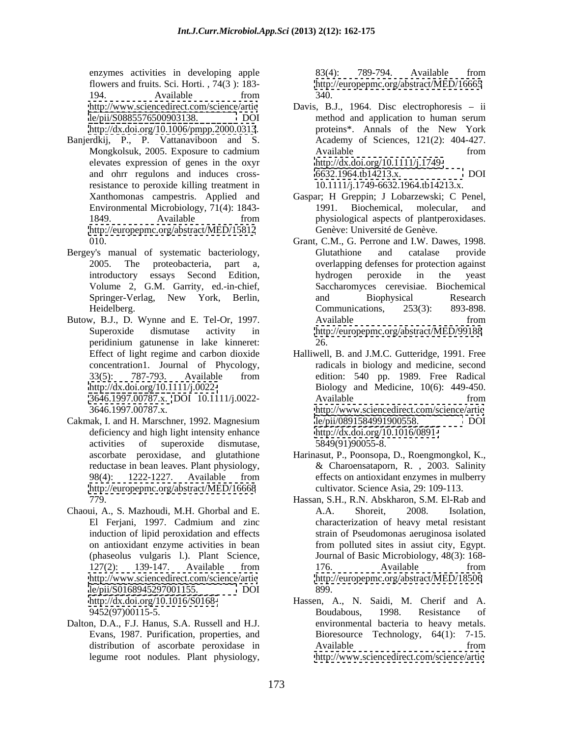enzymes activities in developing apple flowers and fruits. Sci. Horti. , 74(3 ): 183-194. Available from http://www.sciencedirect.com/science/article/pii/S0885576500903138. DOI http://dx.doi.org/10.1006/pmpp.2000.0313.

Banjerdkij, P., P. Vattanaviboon and S. Mongkolsuk, 2005. Exposure to cadmium elevates expression of genes in the oxyr and ohrr regulons and induces cross-resistance to peroxide killing treatment in Xanthomonas campestris. Applied and Environmental Microbiology, 71(4): 1843-1849. Available from http://europepmc.org/abstract/MED/15812010.

Bergey's manual of systematic bacteriology, 2005. The proteobacteria, part a, introductory essays Second Edition, Volume 2, G.M. Garrity, ed.-in-chief, Springer-Verlag, New York, Berlin, Heidelberg.

Butow, B.J., D. Wynne and E. Tel-Or, 1997. Superoxide dismutase activity in peridinium gatunense in lake kinneret: Effect of light regime and carbon dioxide concentration1. Journal of Phycology, 33(5): 787-793. Available from http://dx.doi.org/10.1111/j.0022-3646.1997.00787.x. DOI 10.1111/j.0022-3646.1997.00787.x.

Cakmak, I. and H. Marschner, 1992. Magnesium deficiency and high light intensity enhance activities of superoxide dismutase, ascorbate peroxidase, and glutathione reductase in bean leaves. Plant physiology, 98(4): 1222-1227. Available from http://europepmc.org/abstract/MED/16668779.

Chaoui, A., S. Mazhoudi, M.H. Ghorbal and E. El Ferjani, 1997. Cadmium and zinc induction of lipid peroxidation and effects on antioxidant enzyme activities in bean (phaseolus vulgaris l.). Plant Science, 127(2): 139-147. Available from http://www.sciencedirect.com/science/article/pii/S0168945297001155. DOI http://dx.doi.org/10.1016/S0168-9452(97)00115-5.

Dalton, D.A., F.J. Hanus, S.A. Russell and H.J. Evans, 1987. Purification, properties, and distribution of ascorbate peroxidase in legume root nodules. Plant physiology, 83(4): 789-794. Available from http://europepmc.org/abstract/MED/16665340.

Davis, B.J., 1964. Disc electrophoresis – ii method and application to human serum proteins*. Annals of the New York Academy of Sciences, 121(2): 404-427. Available from http://dx.doi.org/10.1111/j.1749-6632.1964.tb14213.x. DOI 10.1111/j.1749-6632.1964.tb14213.x.

Gaspar; H Greppin; J Lobarzewski; C Penel, 1991. Biochemical, molecular, and physiological aspects of plantperoxidases. Genève: Université de Genève.

Grant, C.M., G. Perrone and I.W. Dawes, 1998. Glutathione and catalase provide overlapping defenses for protection against hydrogen peroxide in the yeast Saccharomyces cerevisiae. Biochemical and Biophysical Research Communications, 253(3): 893-898. Available from http://europepmc.org/abstract/MED/9918826.

Halliwell, B. and J.M.C. Gutteridge, 1991. Free radicals in biology and medicine, second edition: 540 pp. 1989. Free Radical Biology and Medicine, 10(6): 449-450. Available from http://www.sciencedirect.com/science/article/pii/0891584991900558. DOI http://dx.doi.org/10.1016/0891-5849(91)90055-8.

Harinasut, P., Poonsopa, D., Roengmongkol, K., & Charoensataporn, R. , 2003. Salinity effects on antioxidant enzymes in mulberry cultivator. Science Asia, 29: 109-113.

Hassan, S.H., R.N. Abskharon, S.M. El-Rab and A.A. Shoreit, 2008. Isolation, characterization of heavy metal resistant strain of Pseudomonas aeruginosa isolated from polluted sites in assiut city, Egypt. Journal of Basic Microbiology, 48(3): 168-176. Available from http://europepmc.org/abstract/MED/18506899.

Hassen, A., N. Saidi, M. Cherif and A. Boudabous, 1998. Resistance of environmental bacteria to heavy metals. Bioresource Technology, 64(1): 7-15. Available from http://www.sciencedirect.com/science/artic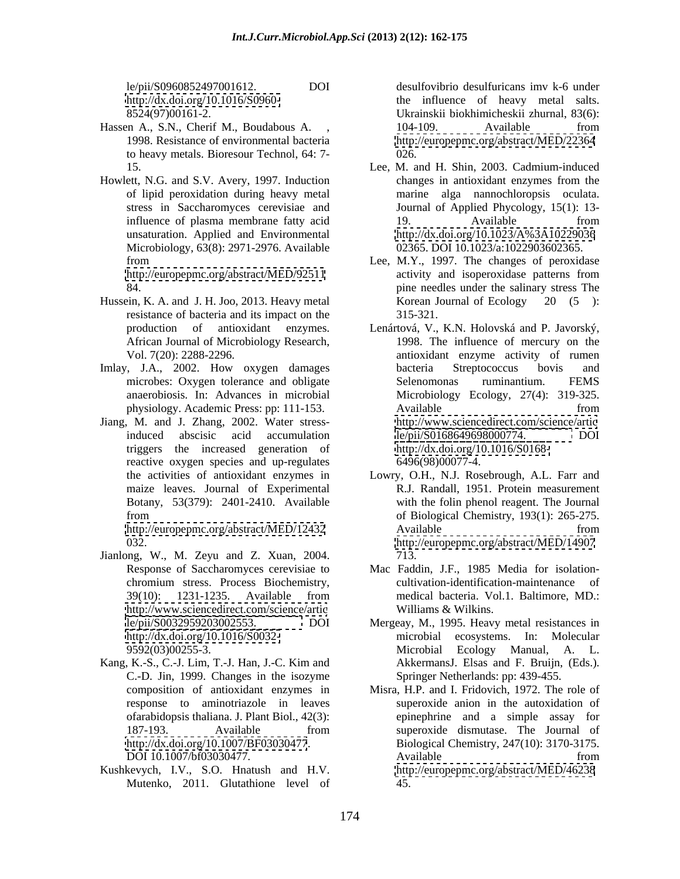le/pii/S0960852497001612. DOI http://dx.doi.org/10.1016/S0960-8524(97)00161-2.

Hassen A., S.N., Cherif M., Boudabous A. , 1998. Resistance of environmental bacteria to heavy metals. Bioresour Technol, 64: 7-15.

Howlett, N.G. and S.V. Avery, 1997. Induction of lipid peroxidation during heavy metal stress in Saccharomyces cerevisiae and influence of plasma membrane fatty acid unsaturation. Applied and Environmental Microbiology, 63(8): 2971-2976. Available from http://europepmc.org/abstract/MED/9251184.

Hussein, K. A. and J. H. Joo, 2013. Heavy metal resistance of bacteria and its impact on the production of antioxidant enzymes. African Journal of Microbiology Research, Vol. 7(20): 2288-2296.

Imlay, J.A., 2002. How oxygen damages microbes: Oxygen tolerance and obligate anaerobiosis. In: Advances in microbial physiology. Academic Press: pp: 111-153.

Jiang, M. and J. Zhang, 2002. Water stress-induced abscisic acid accumulation triggers the increased generation of reactive oxygen species and up-regulates the activities of antioxidant enzymes in maize leaves. Journal of Experimental Botany, 53(379): 2401-2410. Available from http://europepmc.org/abstract/MED/12432032.

Jianlong, W., M. Zeyu and Z. Xuan, 2004. Response of Saccharomyces cerevisiae to chromium stress. Process Biochemistry, 39(10): 1231-1235. Available from http://www.sciencedirect.com/science/article/pii/S0032959203002553. DOI http://dx.doi.org/10.1016/S0032-9592(03)00255-3.

Kang, K.-S., C.-J. Lim, T.-J. Han, J.-C. Kim and C.-D. Jin, 1999. Changes in the isozyme composition of antioxidant enzymes in response to aminotriazole in leaves ofarabidopsis thaliana. J. Plant Biol., 42(3): 187-193. Available from http://dx.doi.org/10.1007/BF03030477. DOI 10.1007/bf03030477.

Kushkevych, I.V., S.O. Hnatush and H.V. Mutenko, 2011. Glutathione level of desulfovibrio desulfuricans imv k-6 under the influence of heavy metal salts. Ukrainskii biokhimicheskii zhurnal, 83(6): 104-109. Available from http://europepmc.org/abstract/MED/22364026.

Lee, M. and H. Shin, 2003. Cadmium-induced changes in antioxidant enzymes from the marine alga nannochloropsis oculata. Journal of Applied Phycology, 15(1): 13-19. Available from http://dx.doi.org/10.1023/A%3A1022903602365. DOI 10.1023/a:1022903602365.

Lee, M.Y., 1997. The changes of peroxidase activity and isoperoxidase patterns from pine needles under the salinary stress The Korean Journal of Ecology 20 (5 ): 315-321.

Lenártová, V., K.N. Holovská and P. Javorský, 1998. The influence of mercury on the antioxidant enzyme activity of rumen bacteria Streptococcus bovis and Selenomonas ruminantium. FEMS Microbiology Ecology, 27(4): 319-325. Available from http://www.sciencedirect.com/science/article/pii/S0168649698000774. DOI http://dx.doi.org/10.1016/S0168-6496(98)00077-4.

Lowry, O.H., N.J. Rosebrough, A.L. Farr and R.J. Randall, 1951. Protein measurement with the folin phenol reagent. The Journal of Biological Chemistry, 193(1): 265-275. Available from http://europepmc.org/abstract/MED/14907713.

Mac Faddin, J.F., 1985 Media for isolation-cultivation-identification-maintenance of medical bacteria. Vol.1. Baltimore, MD.: Williams & Wilkins.

Mergeay, M., 1995. Heavy metal resistances in microbial ecosystems. In: Molecular Microbial Ecology Manual, A. L. AkkermansJ. Elsas and F. Bruijn, (Eds.). Springer Netherlands: pp: 439-455.

Misra, H.P. and I. Fridovich, 1972. The role of superoxide anion in the autoxidation of epinephrine and a simple assay for superoxide dismutase. The Journal of Biological Chemistry, 247(10): 3170-3175. Available from http://europepmc.org/abstract/MED/4623845.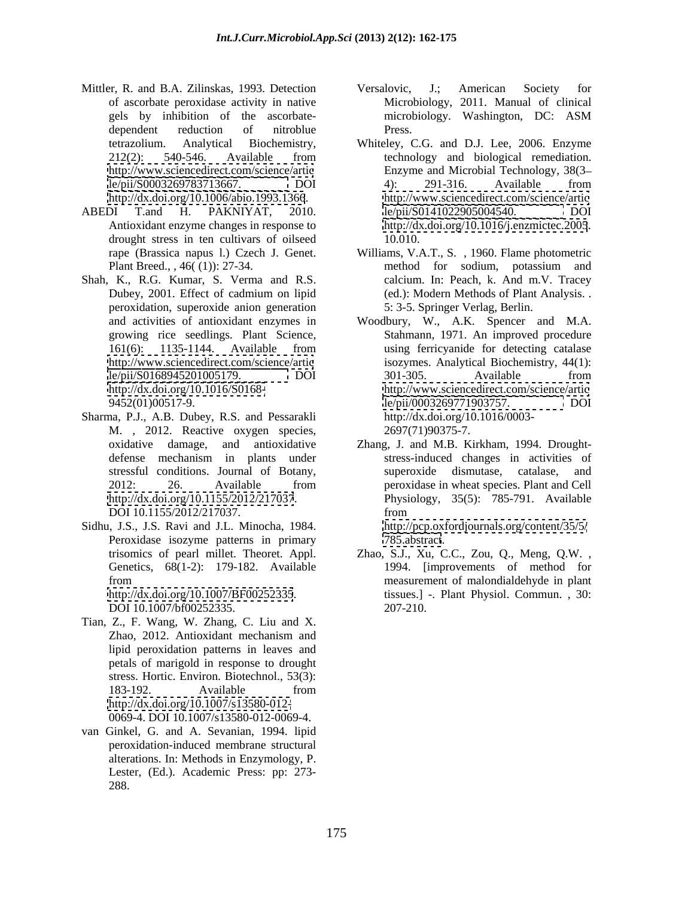Mittler, R. and B.A. Zilinskas, 1993. Detection of ascorbate peroxidase activity in native gels by inhibition of the ascorbate-dependent reduction of nitroblue tetrazolium. Analytical Biochemistry, 212(2): 540-546. Available from http://www.sciencedirect.com/science/article/pii/S0003269783713667. DOI http://dx.doi.org/10.1006/abio.1993.1366.

ABEDI T.and H. PAKNIYAT, 2010. Antioxidant enzyme changes in response to drought stress in ten cultivars of oilseed rape (Brassica napus l.) Czech J. Genet. Plant Breed., , 46( (1)): 27-34.

Shah, K., R.G. Kumar, S. Verma and R.S. Dubey, 2001. Effect of cadmium on lipid peroxidation, superoxide anion generation and activities of antioxidant enzymes in growing rice seedlings. Plant Science, 161(6): 1135-1144. Available from http://www.sciencedirect.com/science/article/pii/S0168945201005179. DOI http://dx.doi.org/10.1016/S0168-9452(01)00517-9.

Sharma, P.J., A.B. Dubey, R.S. and Pessarakli M. , 2012. Reactive oxygen species, oxidative damage, and antioxidative defense mechanism in plants under stressful conditions. Journal of Botany, 2012: 26. Available from http://dx.doi.org/10.1155/2012/217037. DOI 10.1155/2012/217037.

Sidhu, J.S., J.S. Ravi and J.L. Minocha, 1984. Peroxidase isozyme patterns in primary trisomics of pearl millet. Theoret. Appl. Genetics, 68(1-2): 179-182. Available from http://dx.doi.org/10.1007/BF00252335. DOI 10.1007/bf00252335.

Tian, Z., F. Wang, W. Zhang, C. Liu and X. Zhao, 2012. Antioxidant mechanism and lipid peroxidation patterns in leaves and petals of marigold in response to drought stress. Hortic. Environ. Biotechnol., 53(3): 183-192. Available from http://dx.doi.org/10.1007/s13580-012-0069-4. DOI 10.1007/s13580-012-0069-4.

van Ginkel, G. and A. Sevanian, 1994. lipid peroxidation-induced membrane structural alterations. In: Methods in Enzymology, P. Lester, (Ed.). Academic Press: pp: 273-288.

Versalovic, J.; American Society for Microbiology, 2011. Manual of clinical microbiology. Washington, DC: ASM Press.

Whiteley, C.G. and D.J. Lee, 2006. Enzyme technology and biological remediation. Enzyme and Microbial Technology, 38(3–4): 291-316. Available from http://www.sciencedirect.com/science/article/pii/S0141022905004540. DOI http://dx.doi.org/10.1016/j.enzmictec.2005.10.010.

Williams, V.A.T., S. , 1960. Flame photometric method for sodium, potassium and calcium. In: Peach, k. And m.V. Tracey (ed.): Modern Methods of Plant Analysis. . 5: 3-5. Springer Verlag, Berlin.

Woodbury, W., A.K. Spencer and M.A. Stahmann, 1971. An improved procedure using ferricyanide for detecting catalase isozymes. Analytical Biochemistry, 44(1): 301-305. Available from http://www.sciencedirect.com/science/article/pii/0003269771903757. DOI http://dx.doi.org/10.1016/0003-2697(71)90375-7.

Zhang, J. and M.B. Kirkham, 1994. Drought-stress-induced changes in activities of superoxide dismutase, catalase, and peroxidase in wheat species. Plant and Cell Physiology, 35(5): 785-791. Available from http://pcp.oxfordjournals.org/content/35/5/785.abstract.

Zhao, S.J., Xu, C.C., Zou, Q., Meng, Q.W. , 1994. [improvements of method for measurement of malondialdehyde in plant tissues.] -. Plant Physiol. Commun. , 30: 207-210.